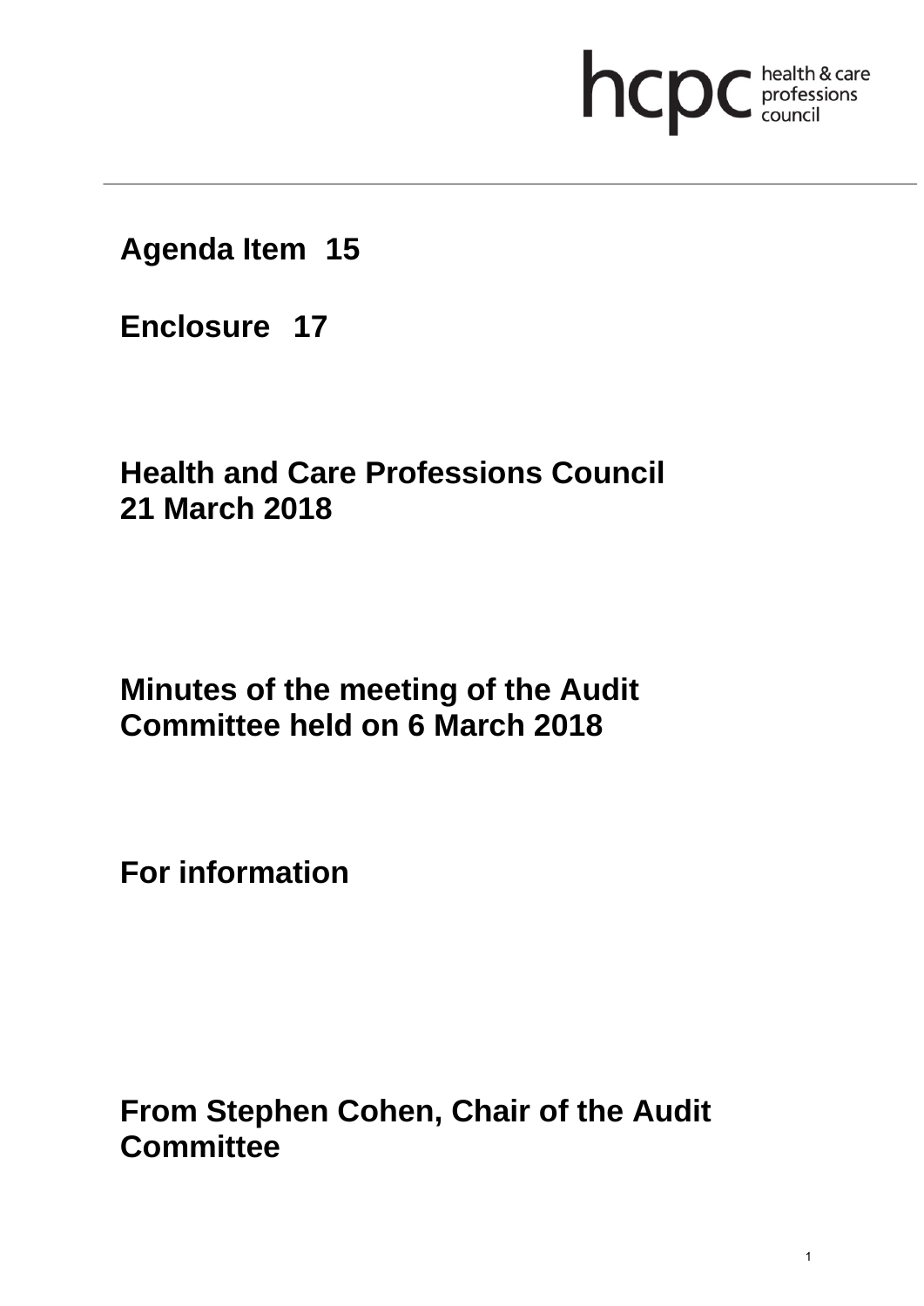hcpc health & care professions council

**Agenda Item 15**

**Enclosure 17**

**Health and Care Professions Council**
**21 March 2018**

**Minutes of the meeting of the Audit Committee held on 6 March 2018**

**For information**

**From Stephen Cohen, Chair of the Audit Committee**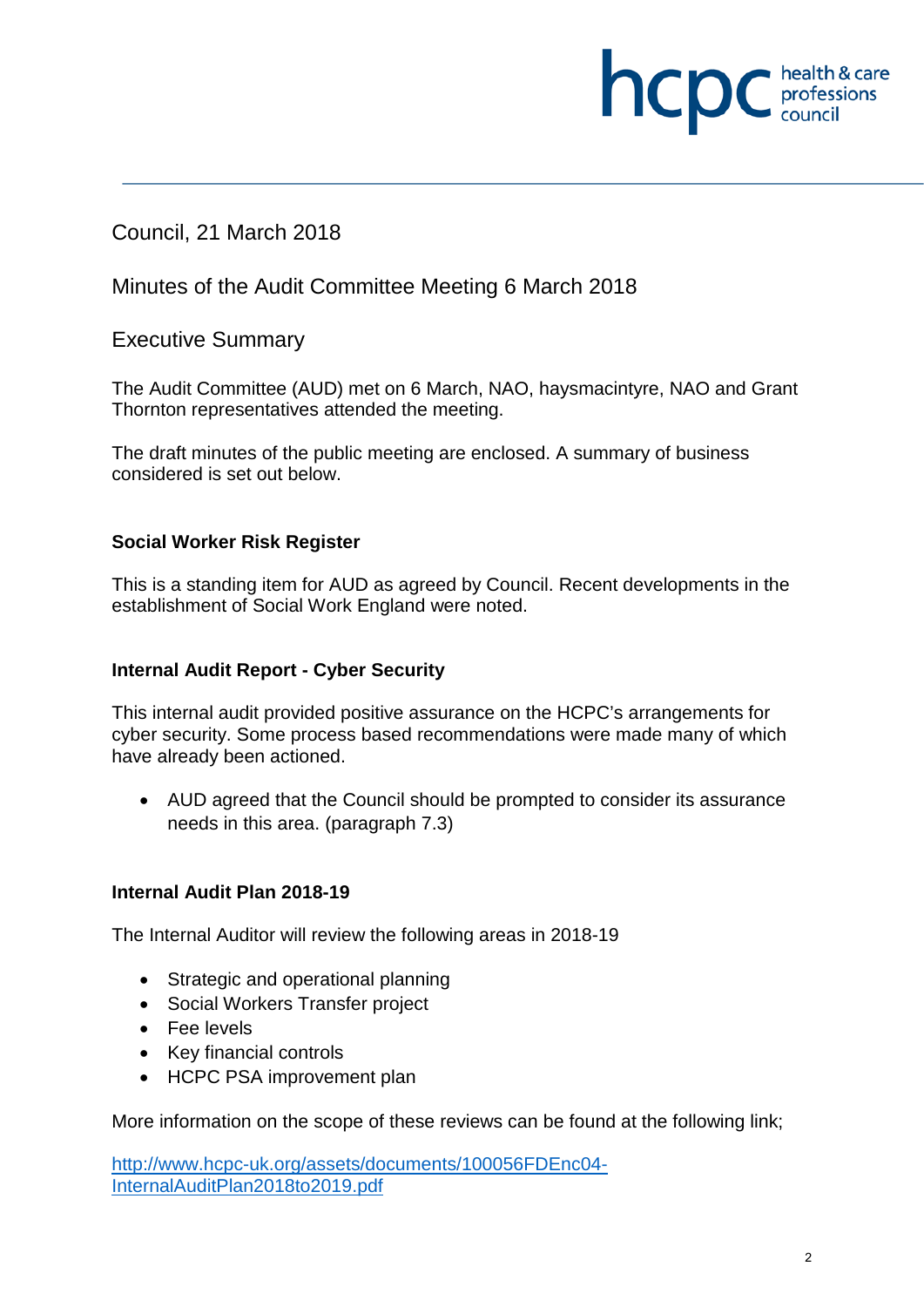Council, 21 March 2018

Minutes of the Audit Committee Meeting 6 March 2018

Executive Summary

The Audit Committee (AUD) met on 6 March, NAO, haysmacintyre, NAO and Grant Thornton representatives attended the meeting.

The draft minutes of the public meeting are enclosed. A summary of business considered is set out below.

**Social Worker Risk Register**

This is a standing item for AUD as agreed by Council. Recent developments in the establishment of Social Work England were noted.

**Internal Audit Report - Cyber Security**

This internal audit provided positive assurance on the HCPC's arrangements for cyber security. Some process based recommendations were made many of which have already been actioned.

- AUD agreed that the Council should be prompted to consider its assurance needs in this area. (paragraph 7.3)

**Internal Audit Plan 2018-19**

The Internal Auditor will review the following areas in 2018-19

- Strategic and operational planning
- Social Workers Transfer project
- Fee levels
- Key financial controls
- HCPC PSA improvement plan

More information on the scope of these reviews can be found at the following link;

http://www.hcpc-uk.org/assets/documents/100056FDEnc04-InternalAuditPlan2018to2019.pdf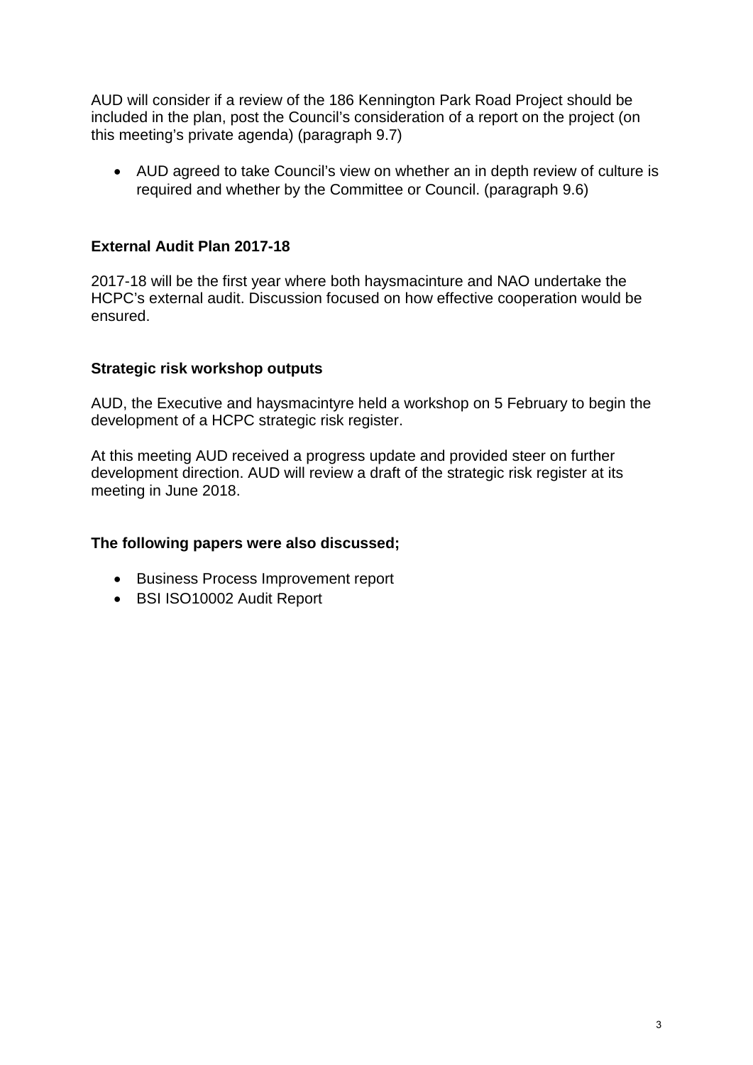AUD will consider if a review of the 186 Kennington Park Road Project should be included in the plan, post the Council's consideration of a report on the project (on this meeting's private agenda) (paragraph 9.7)

- AUD agreed to take Council's view on whether an in depth review of culture is required and whether by the Committee or Council. (paragraph 9.6)

**External Audit Plan 2017-18**

2017-18 will be the first year where both haysmacinture and NAO undertake the HCPC's external audit. Discussion focused on how effective cooperation would be ensured.

**Strategic risk workshop outputs**

AUD, the Executive and haysmacintyre held a workshop on 5 February to begin the development of a HCPC strategic risk register.

At this meeting AUD received a progress update and provided steer on further development direction. AUD will review a draft of the strategic risk register at its meeting in June 2018.

**The following papers were also discussed;**

- Business Process Improvement report
- BSI ISO10002 Audit Report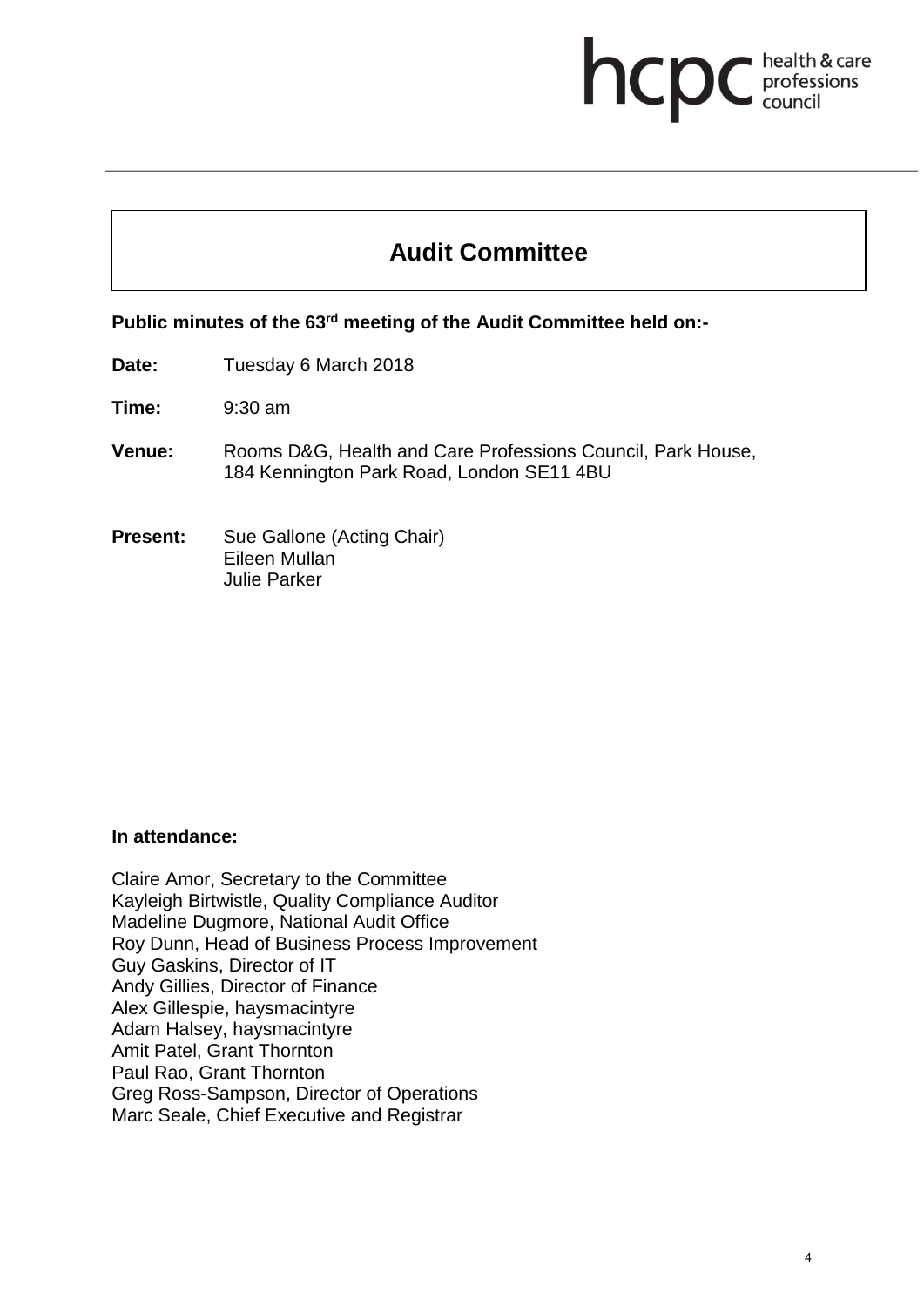hcpc health & care professions council

# Audit Committee

**Public minutes of the 63rd meeting of the Audit Committee held on:-**

**Date:** Tuesday 6 March 2018

**Time:** 9:30 am

**Venue:** Rooms D&G, Health and Care Professions Council, Park House, 184 Kennington Park Road, London SE11 4BU

**Present:** Sue Gallone (Acting Chair)
Eileen Mullan
Julie Parker

**In attendance:**

Claire Amor, Secretary to the Committee
Kayleigh Birtwistle, Quality Compliance Auditor
Madeline Dugmore, National Audit Office
Roy Dunn, Head of Business Process Improvement
Guy Gaskins, Director of IT
Andy Gillies, Director of Finance
Alex Gillespie, haysmacintyre
Adam Halsey, haysmacintyre
Amit Patel, Grant Thornton
Paul Rao, Grant Thornton
Greg Ross-Sampson, Director of Operations
Marc Seale, Chief Executive and Registrar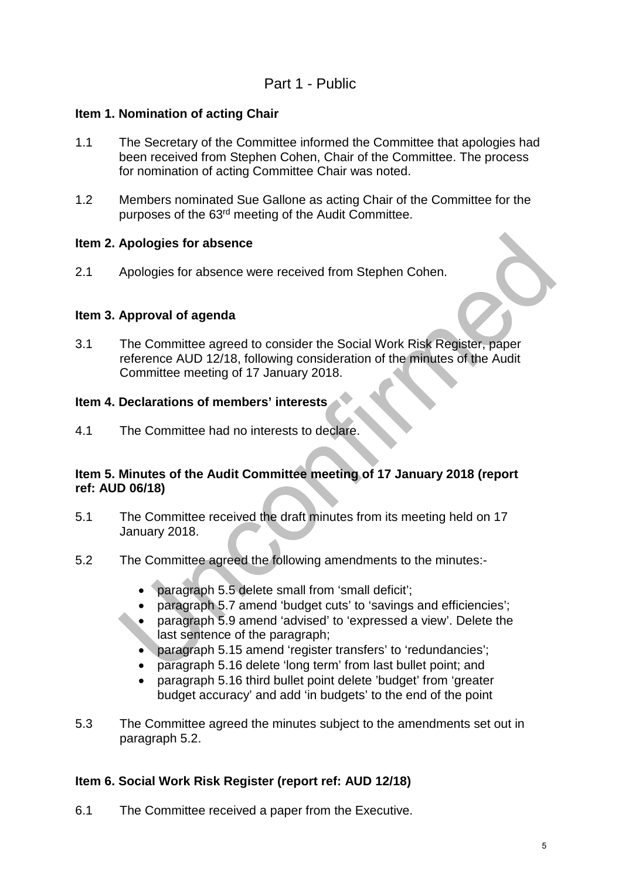## Part 1 - Public

**Item 1. Nomination of acting Chair**

1.1 The Secretary of the Committee informed the Committee that apologies had been received from Stephen Cohen, Chair of the Committee. The process for nomination of acting Committee Chair was noted.

1.2 Members nominated Sue Gallone as acting Chair of the Committee for the purposes of the 63rd meeting of the Audit Committee.

**Item 2. Apologies for absence**

2.1 Apologies for absence were received from Stephen Cohen.

**Item 3. Approval of agenda**

3.1 The Committee agreed to consider the Social Work Risk Register, paper reference AUD 12/18, following consideration of the minutes of the Audit Committee meeting of 17 January 2018.

**Item 4. Declarations of members' interests**

4.1 The Committee had no interests to declare.

**Item 5. Minutes of the Audit Committee meeting of 17 January 2018 (report ref: AUD 06/18)**

5.1 The Committee received the draft minutes from its meeting held on 17 January 2018.

5.2 The Committee agreed the following amendments to the minutes:-

- paragraph 5.5 delete small from 'small deficit';
- paragraph 5.7 amend 'budget cuts' to 'savings and efficiencies';
- paragraph 5.9 amend 'advised' to 'expressed a view'. Delete the last sentence of the paragraph;
- paragraph 5.15 amend 'register transfers' to 'redundancies';
- paragraph 5.16 delete 'long term' from last bullet point; and
- paragraph 5.16 third bullet point delete 'budget' from 'greater budget accuracy' and add 'in budgets' to the end of the point

5.3 The Committee agreed the minutes subject to the amendments set out in paragraph 5.2.

**Item 6. Social Work Risk Register (report ref: AUD 12/18)**

6.1 The Committee received a paper from the Executive.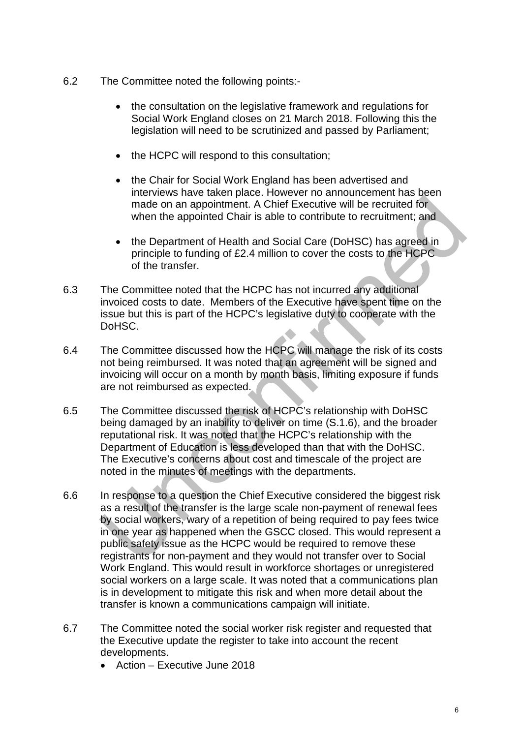6.2 The Committee noted the following points:-

- the consultation on the legislative framework and regulations for Social Work England closes on 21 March 2018. Following this the legislation will need to be scrutinized and passed by Parliament;

- the HCPC will respond to this consultation;

- the Chair for Social Work England has been advertised and interviews have taken place. However no announcement has been made on an appointment. A Chief Executive will be recruited for when the appointed Chair is able to contribute to recruitment; and

- the Department of Health and Social Care (DoHSC) has agreed in principle to funding of £2.4 million to cover the costs to the HCPC of the transfer.

6.3 The Committee noted that the HCPC has not incurred any additional invoiced costs to date. Members of the Executive have spent time on the issue but this is part of the HCPC's legislative duty to cooperate with the DoHSC.

6.4 The Committee discussed how the HCPC will manage the risk of its costs not being reimbursed. It was noted that an agreement will be signed and invoicing will occur on a month by month basis, limiting exposure if funds are not reimbursed as expected.

6.5 The Committee discussed the risk of HCPC's relationship with DoHSC being damaged by an inability to deliver on time (S.1.6), and the broader reputational risk. It was noted that the HCPC's relationship with the Department of Education is less developed than that with the DoHSC. The Executive's concerns about cost and timescale of the project are noted in the minutes of meetings with the departments.

6.6 In response to a question the Chief Executive considered the biggest risk as a result of the transfer is the large scale non-payment of renewal fees by social workers, wary of a repetition of being required to pay fees twice in one year as happened when the GSCC closed. This would represent a public safety issue as the HCPC would be required to remove these registrants for non-payment and they would not transfer over to Social Work England. This would result in workforce shortages or unregistered social workers on a large scale. It was noted that a communications plan is in development to mitigate this risk and when more detail about the transfer is known a communications campaign will initiate.

6.7 The Committee noted the social worker risk register and requested that the Executive update the register to take into account the recent developments.

- Action – Executive June 2018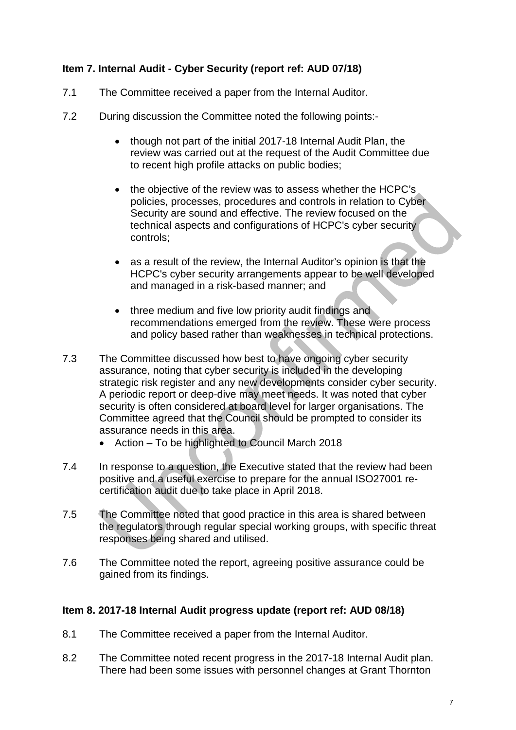**Item 7. Internal Audit - Cyber Security (report ref: AUD 07/18)**

7.1 The Committee received a paper from the Internal Auditor.

7.2 During discussion the Committee noted the following points:-

- though not part of the initial 2017-18 Internal Audit Plan, the review was carried out at the request of the Audit Committee due to recent high profile attacks on public bodies;

- the objective of the review was to assess whether the HCPC's policies, processes, procedures and controls in relation to Cyber Security are sound and effective. The review focused on the technical aspects and configurations of HCPC's cyber security controls;

- as a result of the review, the Internal Auditor's opinion is that the HCPC's cyber security arrangements appear to be well developed and managed in a risk-based manner; and

- three medium and five low priority audit findings and recommendations emerged from the review. These were process and policy based rather than weaknesses in technical protections.

7.3 The Committee discussed how best to have ongoing cyber security assurance, noting that cyber security is included in the developing strategic risk register and any new developments consider cyber security. A periodic report or deep-dive may meet needs. It was noted that cyber security is often considered at board level for larger organisations. The Committee agreed that the Council should be prompted to consider its assurance needs in this area.

- Action – To be highlighted to Council March 2018

7.4 In response to a question, the Executive stated that the review had been positive and a useful exercise to prepare for the annual ISO27001 re-certification audit due to take place in April 2018.

7.5 The Committee noted that good practice in this area is shared between the regulators through regular special working groups, with specific threat responses being shared and utilised.

7.6 The Committee noted the report, agreeing positive assurance could be gained from its findings.

**Item 8. 2017-18 Internal Audit progress update (report ref: AUD 08/18)**

8.1 The Committee received a paper from the Internal Auditor.

8.2 The Committee noted recent progress in the 2017-18 Internal Audit plan. There had been some issues with personnel changes at Grant Thornton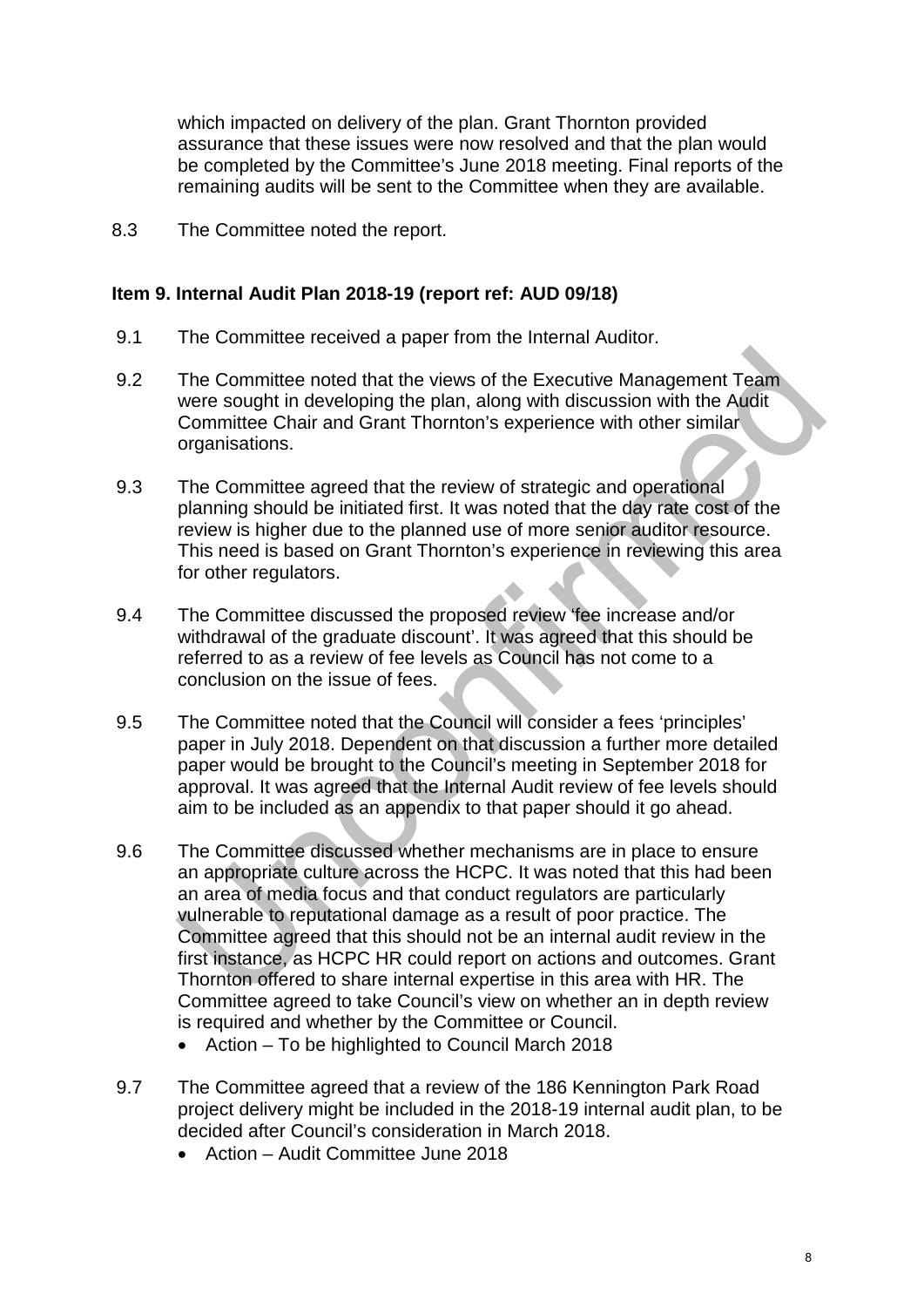which impacted on delivery of the plan. Grant Thornton provided assurance that these issues were now resolved and that the plan would be completed by the Committee's June 2018 meeting. Final reports of the remaining audits will be sent to the Committee when they are available.

8.3 The Committee noted the report.

**Item 9. Internal Audit Plan 2018-19 (report ref: AUD 09/18)**

9.1 The Committee received a paper from the Internal Auditor.

9.2 The Committee noted that the views of the Executive Management Team were sought in developing the plan, along with discussion with the Audit Committee Chair and Grant Thornton's experience with other similar organisations.

9.3 The Committee agreed that the review of strategic and operational planning should be initiated first. It was noted that the day rate cost of the review is higher due to the planned use of more senior auditor resource. This need is based on Grant Thornton's experience in reviewing this area for other regulators.

9.4 The Committee discussed the proposed review 'fee increase and/or withdrawal of the graduate discount'. It was agreed that this should be referred to as a review of fee levels as Council has not come to a conclusion on the issue of fees.

9.5 The Committee noted that the Council will consider a fees 'principles' paper in July 2018. Dependent on that discussion a further more detailed paper would be brought to the Council's meeting in September 2018 for approval. It was agreed that the Internal Audit review of fee levels should aim to be included as an appendix to that paper should it go ahead.

9.6 The Committee discussed whether mechanisms are in place to ensure an appropriate culture across the HCPC. It was noted that this had been an area of media focus and that conduct regulators are particularly vulnerable to reputational damage as a result of poor practice. The Committee agreed that this should not be an internal audit review in the first instance, as HCPC HR could report on actions and outcomes. Grant Thornton offered to share internal expertise in this area with HR. The Committee agreed to take Council's view on whether an in depth review is required and whether by the Committee or Council.

- Action – To be highlighted to Council March 2018

9.7 The Committee agreed that a review of the 186 Kennington Park Road project delivery might be included in the 2018-19 internal audit plan, to be decided after Council's consideration in March 2018.

- Action – Audit Committee June 2018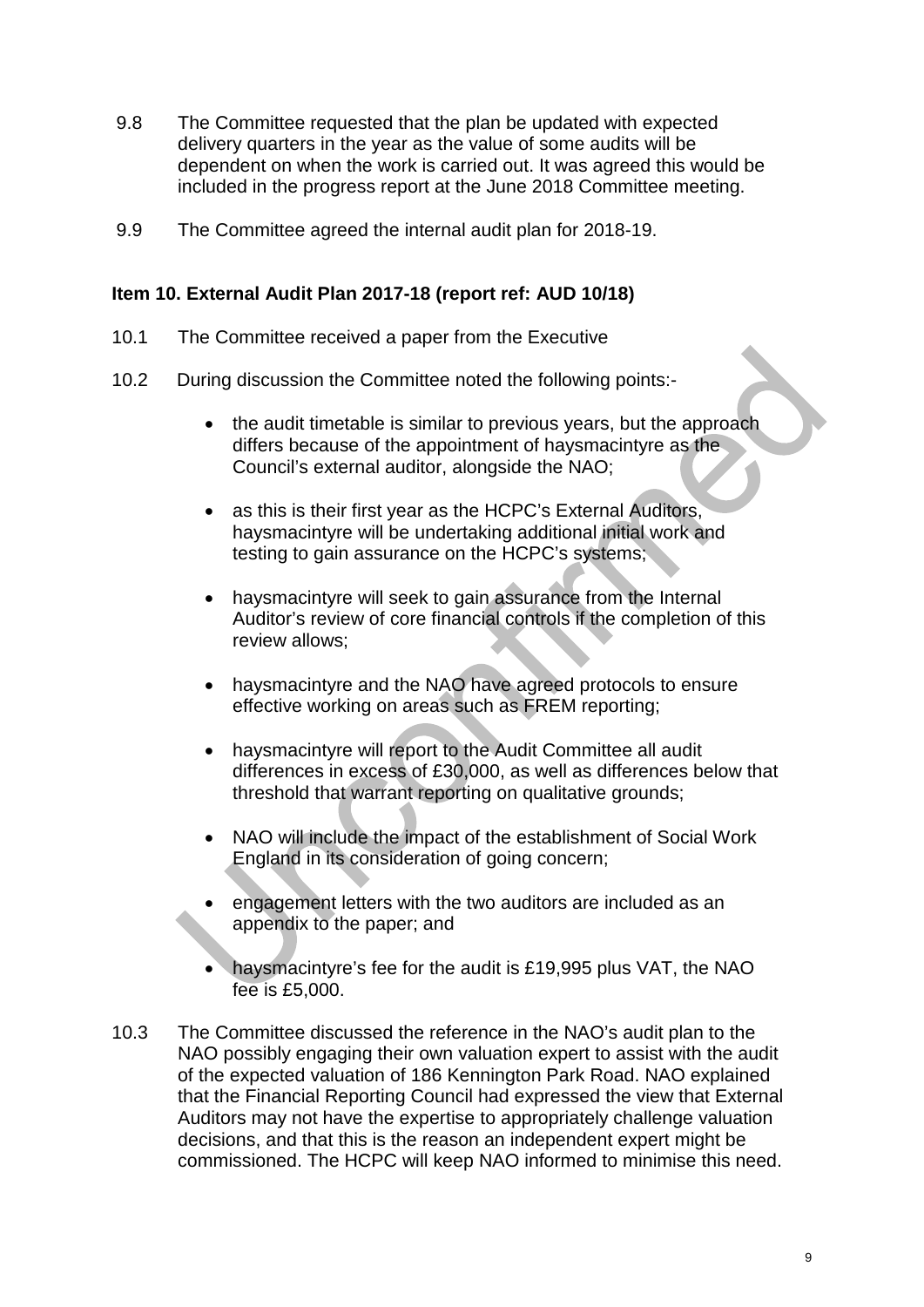9.8 The Committee requested that the plan be updated with expected delivery quarters in the year as the value of some audits will be dependent on when the work is carried out. It was agreed this would be included in the progress report at the June 2018 Committee meeting.

9.9 The Committee agreed the internal audit plan for 2018-19.

**Item 10. External Audit Plan 2017-18 (report ref: AUD 10/18)**

10.1 The Committee received a paper from the Executive

10.2 During discussion the Committee noted the following points:-

- the audit timetable is similar to previous years, but the approach differs because of the appointment of haysmacintyre as the Council's external auditor, alongside the NAO;
- as this is their first year as the HCPC's External Auditors, haysmacintyre will be undertaking additional initial work and testing to gain assurance on the HCPC's systems;
- haysmacintyre will seek to gain assurance from the Internal Auditor's review of core financial controls if the completion of this review allows;
- haysmacintyre and the NAO have agreed protocols to ensure effective working on areas such as FREM reporting;
- haysmacintyre will report to the Audit Committee all audit differences in excess of £30,000, as well as differences below that threshold that warrant reporting on qualitative grounds;
- NAO will include the impact of the establishment of Social Work England in its consideration of going concern;
- engagement letters with the two auditors are included as an appendix to the paper; and
- haysmacintyre's fee for the audit is £19,995 plus VAT, the NAO fee is £5,000.

10.3 The Committee discussed the reference in the NAO's audit plan to the NAO possibly engaging their own valuation expert to assist with the audit of the expected valuation of 186 Kennington Park Road. NAO explained that the Financial Reporting Council had expressed the view that External Auditors may not have the expertise to appropriately challenge valuation decisions, and that this is the reason an independent expert might be commissioned. The HCPC will keep NAO informed to minimise this need.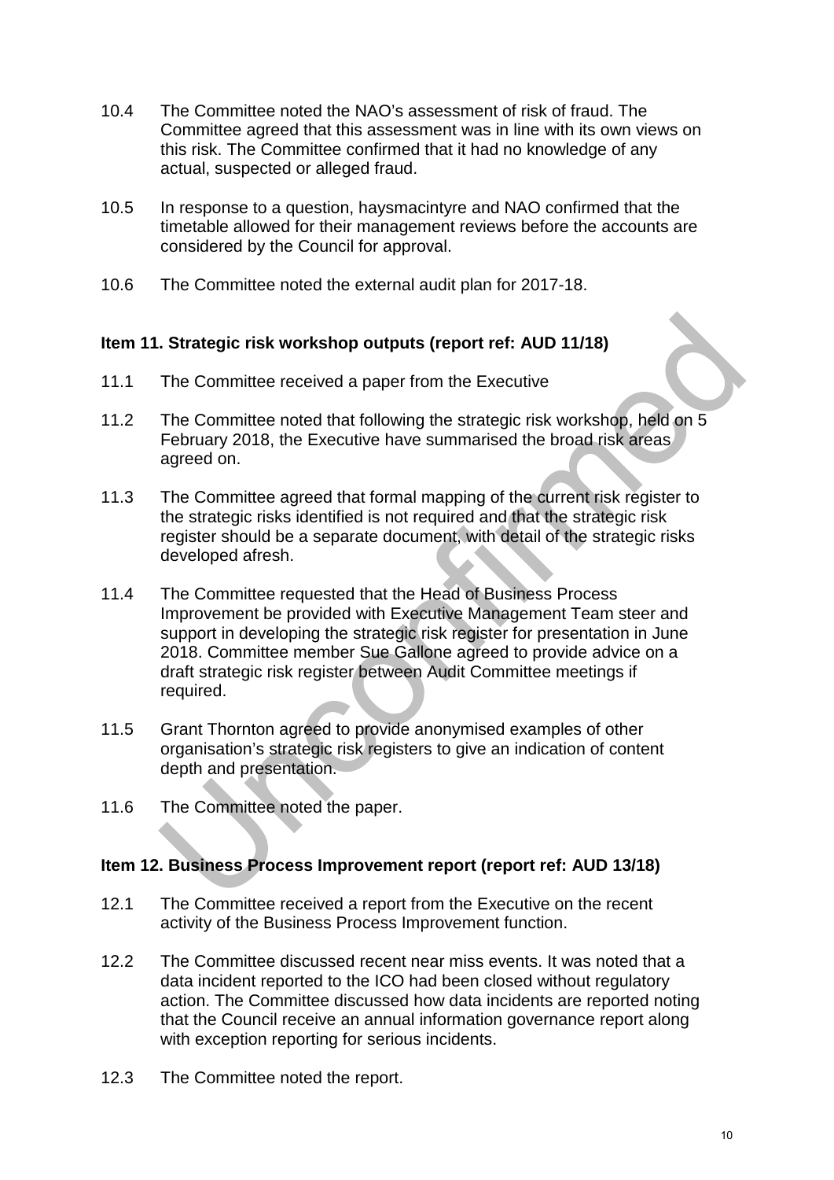10.4 The Committee noted the NAO's assessment of risk of fraud. The Committee agreed that this assessment was in line with its own views on this risk. The Committee confirmed that it had no knowledge of any actual, suspected or alleged fraud.

10.5 In response to a question, haysmacintyre and NAO confirmed that the timetable allowed for their management reviews before the accounts are considered by the Council for approval.

10.6 The Committee noted the external audit plan for 2017-18.

### Item 11. Strategic risk workshop outputs (report ref: AUD 11/18)

11.1 The Committee received a paper from the Executive

11.2 The Committee noted that following the strategic risk workshop, held on 5 February 2018, the Executive have summarised the broad risk areas agreed on.

11.3 The Committee agreed that formal mapping of the current risk register to the strategic risks identified is not required and that the strategic risk register should be a separate document, with detail of the strategic risks developed afresh.

11.4 The Committee requested that the Head of Business Process Improvement be provided with Executive Management Team steer and support in developing the strategic risk register for presentation in June 2018. Committee member Sue Gallone agreed to provide advice on a draft strategic risk register between Audit Committee meetings if required.

11.5 Grant Thornton agreed to provide anonymised examples of other organisation's strategic risk registers to give an indication of content depth and presentation.

11.6 The Committee noted the paper.

### Item 12. Business Process Improvement report (report ref: AUD 13/18)

12.1 The Committee received a report from the Executive on the recent activity of the Business Process Improvement function.

12.2 The Committee discussed recent near miss events. It was noted that a data incident reported to the ICO had been closed without regulatory action. The Committee discussed how data incidents are reported noting that the Council receive an annual information governance report along with exception reporting for serious incidents.

12.3 The Committee noted the report.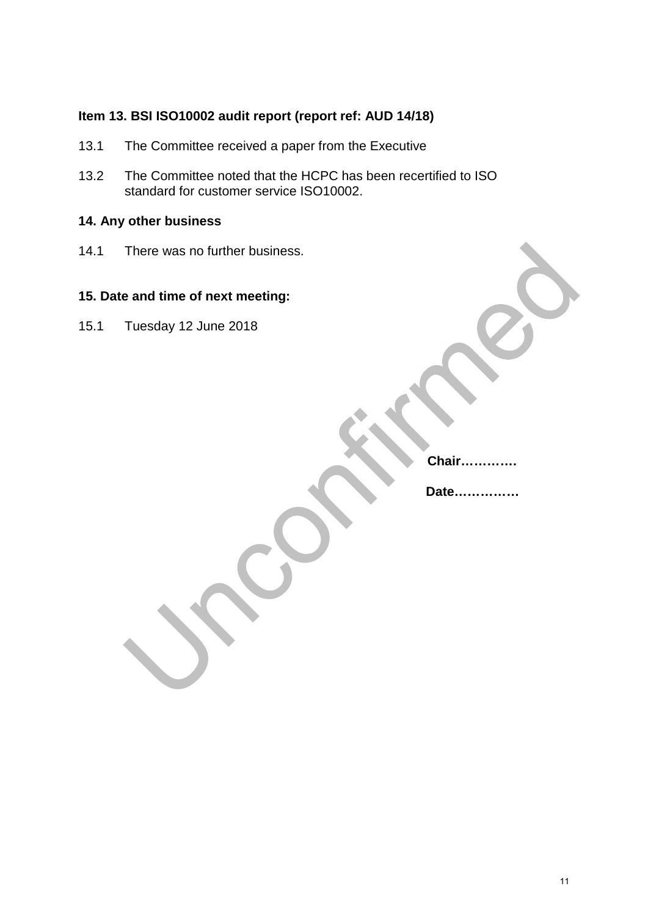**Item 13. BSI ISO10002 audit report (report ref: AUD 14/18)**

13.1 The Committee received a paper from the Executive

13.2 The Committee noted that the HCPC has been recertified to ISO standard for customer service ISO10002.

**14. Any other business**

14.1 There was no further business.

**15. Date and time of next meeting:**

15.1 Tuesday 12 June 2018

Unconfirmed

**Chair…………**

**Date……………**